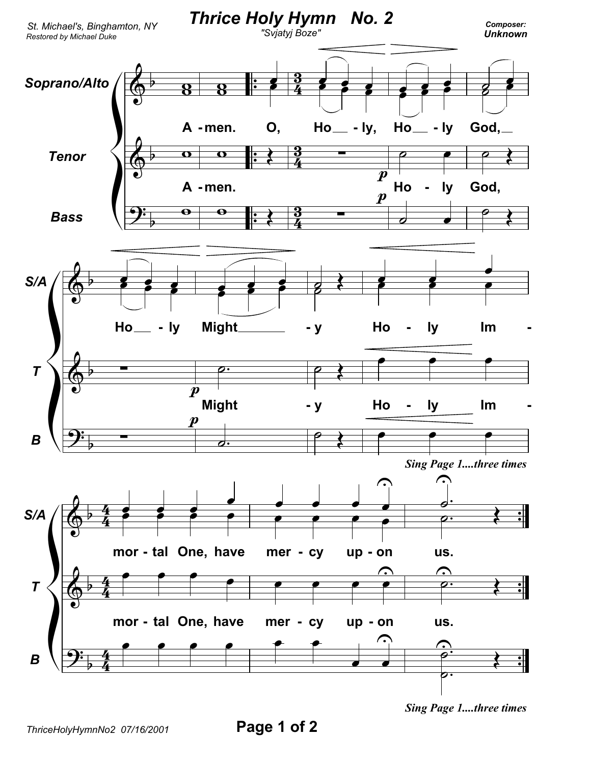# Thrice Holy Hymn No. 2

"Svjatyj Boze"

St. Michael's, Binghamton, NY
Restored by Michael Duke

Composer: Unknown

**Soprano/Alto**

A - men. O, Ho - ly, Ho - ly God, Ho - ly Might - y Ho - ly Im - mor - tal One, have mer - cy up - on us.

**Tenor**

A - men. Ho - ly God, Might - y Ho - ly Im - mor - tal One, have mer - cy up - on us.

**Bass**

*Sing Page 1....three times*

*Sing Page 1....three times*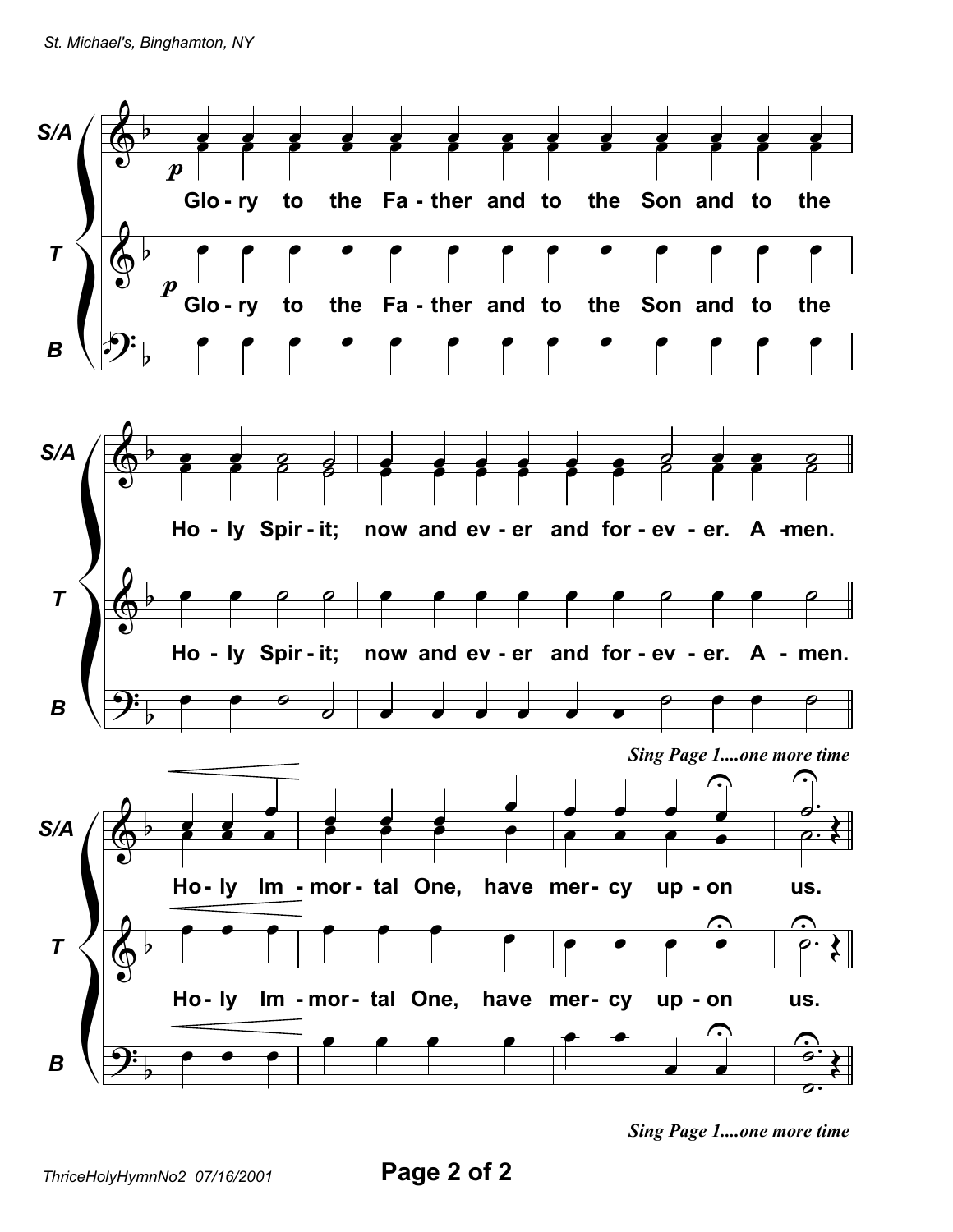S/A

T

B

*p*

Glo - ry to the Fa - ther and to the Son and to the

Ho - ly Spir - it; now and ev - er and for - ev - er. A - men.

*Sing Page 1....one more time*

Ho - ly Im - mor - tal One, have mer - cy up - on us.

*Sing Page 1....one more time*

ThriceHolyHymnNo2 07/16/2001